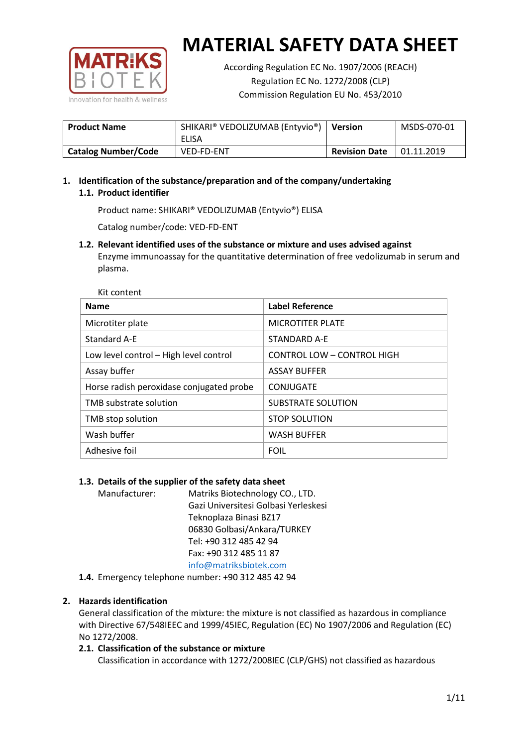# MATERIAL SAFETY DATA SHEET

According Regulation EC No. 1907/2006 (REACH)
Regulation EC No. 1272/2008 (CLP)
Commission Regulation EU No. 453/2010

| **Product Name** | SHIKARI® VEDOLIZUMAB (Entyvio®) ELISA | **Version** | MSDS-070-01 |
|---|---|---|---|
| **Catalog Number/Code** | VED-FD-ENT | **Revision Date** | 01.11.2019 |

## 1. Identification of the substance/preparation and of the company/undertaking

### 1.1. Product identifier

Product name: SHIKARI® VEDOLIZUMAB (Entyvio®) ELISA

Catalog number/code: VED-FD-ENT

### 1.2. Relevant identified uses of the substance or mixture and uses advised against

Enzyme immunoassay for the quantitative determination of free vedolizumab in serum and plasma.

Kit content

| Name | Label Reference |
|---|---|
| Microtiter plate | MICROTITER PLATE |
| Standard A-E | STANDARD A-E |
| Low level control – High level control | CONTROL LOW – CONTROL HIGH |
| Assay buffer | ASSAY BUFFER |
| Horse radish peroxidase conjugated probe | CONJUGATE |
| TMB substrate solution | SUBSTRATE SOLUTION |
| TMB stop solution | STOP SOLUTION |
| Wash buffer | WASH BUFFER |
| Adhesive foil | FOIL |

### 1.3. Details of the supplier of the safety data sheet

Manufacturer: Matriks Biotechnology CO., LTD.
Gazi Universitesi Golbasi Yerleskesi
Teknoplaza Binasi BZ17
06830 Golbasi/Ankara/TURKEY
Tel: +90 312 485 42 94
Fax: +90 312 485 11 87
info@matriksbiotek.com

### 1.4. Emergency telephone number: +90 312 485 42 94

## 2. Hazards identification

General classification of the mixture: the mixture is not classified as hazardous in compliance with Directive 67/548IEEC and 1999/45IEC, Regulation (EC) No 1907/2006 and Regulation (EC) No 1272/2008.

### 2.1. Classification of the substance or mixture

Classification in accordance with 1272/2008IEC (CLP/GHS) not classified as hazardous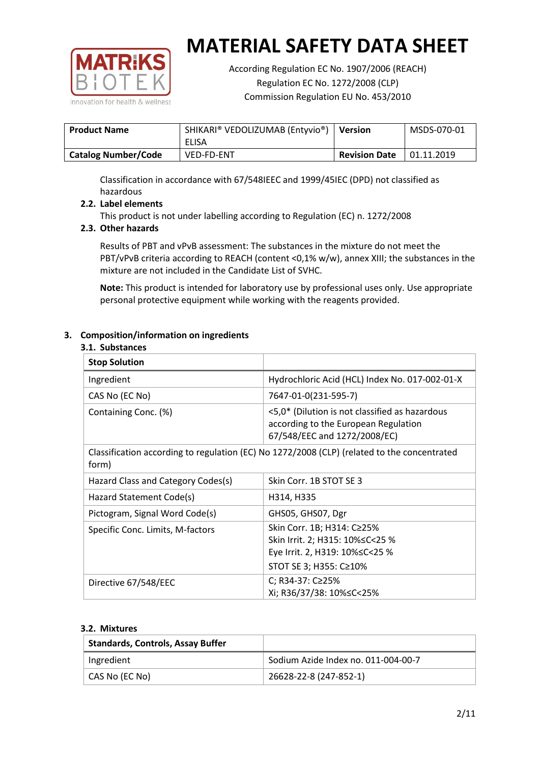# MATERIAL SAFETY DATA SHEET

According Regulation EC No. 1907/2006 (REACH)
Regulation EC No. 1272/2008 (CLP)
Commission Regulation EU No. 453/2010

| **Product Name** | SHIKARI® VEDOLIZUMAB (Entyvio®) ELISA | **Version** | MSDS-070-01 |
|---|---|---|---|
| **Catalog Number/Code** | VED-FD-ENT | **Revision Date** | 01.11.2019 |

Classification in accordance with 67/548IEEC and 1999/45IEC (DPD) not classified as hazardous

### 2.2. Label elements

This product is not under labelling according to Regulation (EC) n. 1272/2008

### 2.3. Other hazards

Results of PBT and vPvB assessment: The substances in the mixture do not meet the PBT/vPvB criteria according to REACH (content <0,1% w/w), annex XIII; the substances in the mixture are not included in the Candidate List of SVHC.

**Note:** This product is intended for laboratory use by professional uses only. Use appropriate personal protective equipment while working with the reagents provided.

## 3. Composition/information on ingredients

### 3.1. Substances

| **Stop Solution** | |
|---|---|
| Ingredient | Hydrochloric Acid (HCL) Index No. 017-002-01-X |
| CAS No (EC No) | 7647-01-0(231-595-7) |
| Containing Conc. (%) | <5,0* (Dilution is not classified as hazardous according to the European Regulation 67/548/EEC and 1272/2008/EC) |
| Classification according to regulation (EC) No 1272/2008 (CLP) (related to the concentrated form) | |
| Hazard Class and Category Codes(s) | Skin Corr. 1B STOT SE 3 |
| Hazard Statement Code(s) | H314, H335 |
| Pictogram, Signal Word Code(s) | GHS05, GHS07, Dgr |
| Specific Conc. Limits, M-factors | Skin Corr. 1B; H314: C≥25%<br>Skin Irrit. 2; H315: 10%≤C<25 %<br>Eye Irrit. 2, H319: 10%≤C<25 %<br>STOT SE 3; H355: C≥10% |
| Directive 67/548/EEC | C; R34-37: C≥25%<br>Xi; R36/37/38: 10%≤C<25% |

### 3.2. Mixtures

| **Standards, Controls, Assay Buffer** | |
|---|---|
| Ingredient | Sodium Azide Index no. 011-004-00-7 |
| CAS No (EC No) | 26628-22-8 (247-852-1) |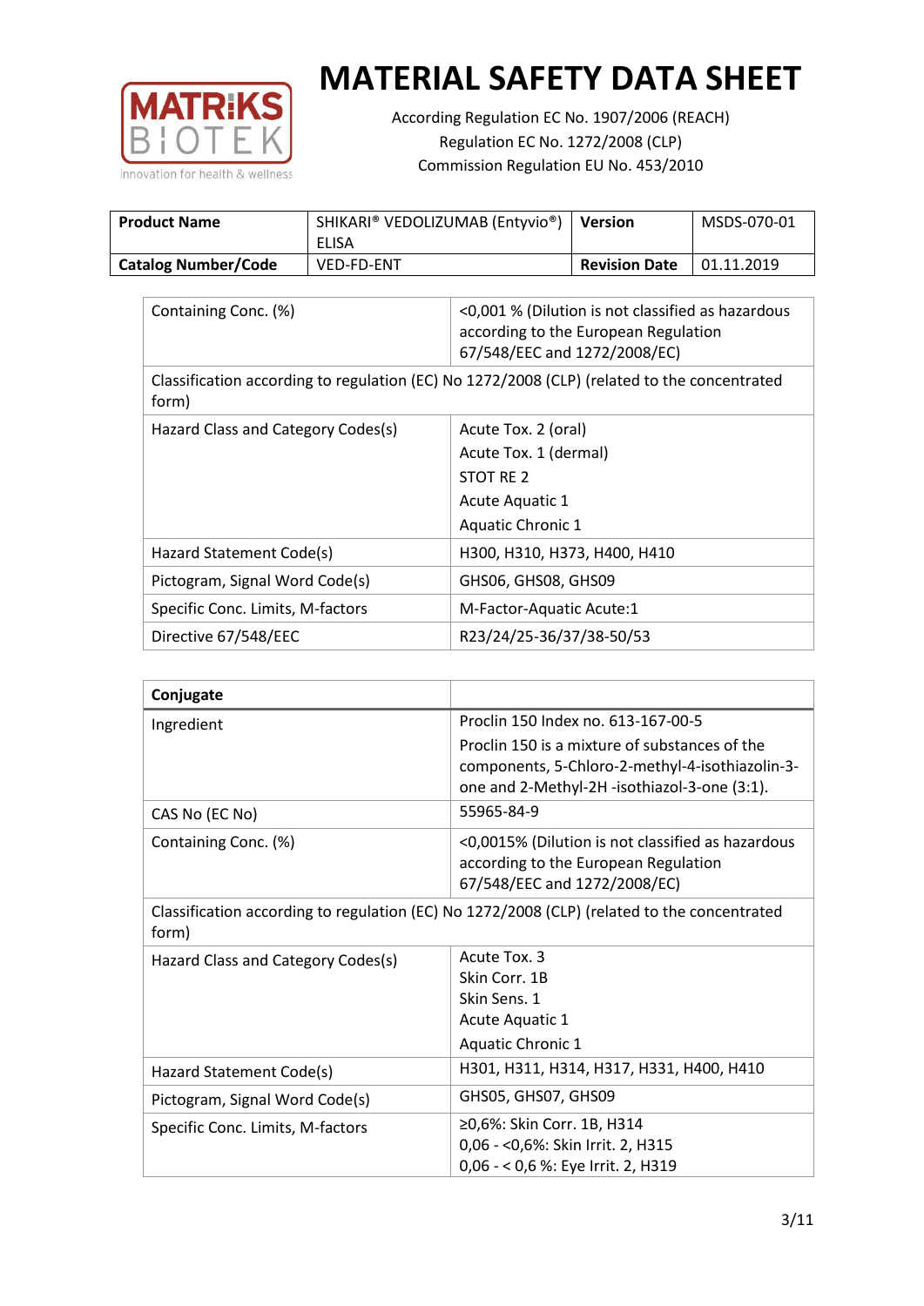# MATERIAL SAFETY DATA SHEET

According Regulation EC No. 1907/2006 (REACH)
Regulation EC No. 1272/2008 (CLP)
Commission Regulation EU No. 453/2010

| **Product Name** | SHIKARI® VEDOLIZUMAB (Entyvio®) ELISA | **Version** | MSDS-070-01 |
|---|---|---|---|
| **Catalog Number/Code** | VED-FD-ENT | **Revision Date** | 01.11.2019 |

| Containing Conc. (%) | <0,001 % (Dilution is not classified as hazardous according to the European Regulation 67/548/EEC and 1272/2008/EC) |
|---|---|
| Classification according to regulation (EC) No 1272/2008 (CLP) (related to the concentrated form) | |
| Hazard Class and Category Codes(s) | Acute Tox. 2 (oral)<br>Acute Tox. 1 (dermal)<br>STOT RE 2<br>Acute Aquatic 1<br>Aquatic Chronic 1 |
| Hazard Statement Code(s) | H300, H310, H373, H400, H410 |
| Pictogram, Signal Word Code(s) | GHS06, GHS08, GHS09 |
| Specific Conc. Limits, M-factors | M-Factor-Aquatic Acute:1 |
| Directive 67/548/EEC | R23/24/25-36/37/38-50/53 |

| **Conjugate** | |
|---|---|
| Ingredient | Proclin 150 Index no. 613-167-00-5<br>Proclin 150 is a mixture of substances of the components, 5-Chloro-2-methyl-4-isothiazolin-3-one and 2-Methyl-2H -isothiazol-3-one (3:1). |
| CAS No (EC No) | 55965-84-9 |
| Containing Conc. (%) | <0,0015% (Dilution is not classified as hazardous according to the European Regulation 67/548/EEC and 1272/2008/EC) |
| Classification according to regulation (EC) No 1272/2008 (CLP) (related to the concentrated form) | |
| Hazard Class and Category Codes(s) | Acute Tox. 3<br>Skin Corr. 1B<br>Skin Sens. 1<br>Acute Aquatic 1<br>Aquatic Chronic 1 |
| Hazard Statement Code(s) | H301, H311, H314, H317, H331, H400, H410 |
| Pictogram, Signal Word Code(s) | GHS05, GHS07, GHS09 |
| Specific Conc. Limits, M-factors | ≥0,6%: Skin Corr. 1B, H314<br>0,06 - <0,6%: Skin Irrit. 2, H315<br>0,06 - < 0,6 %: Eye Irrit. 2, H319 |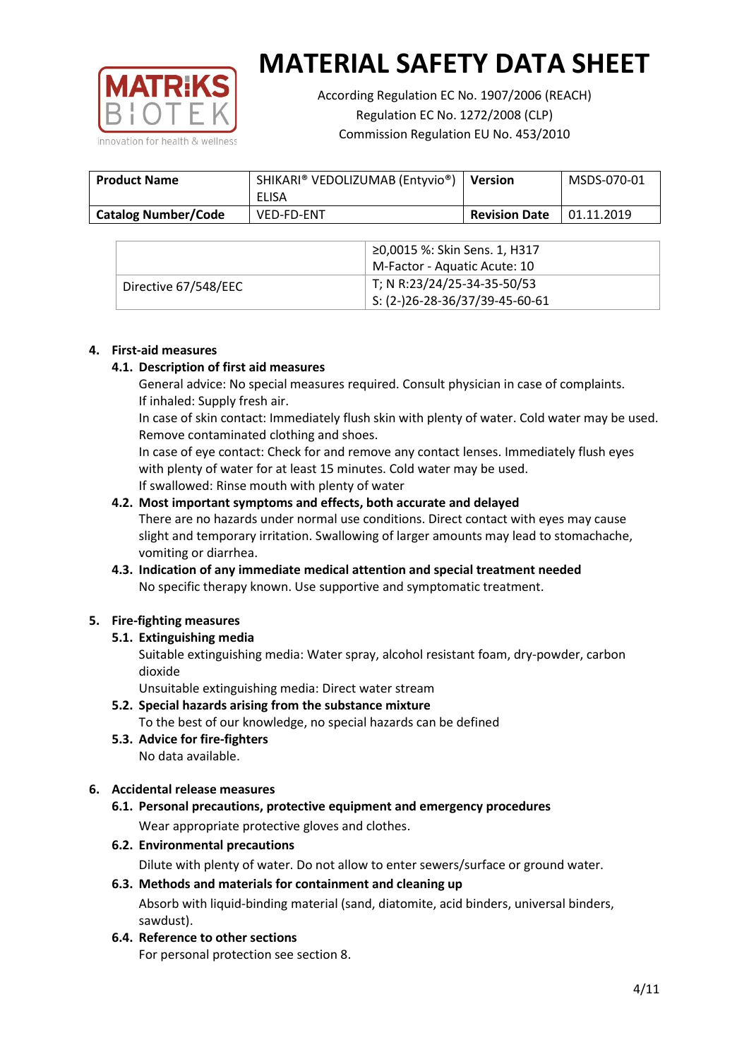# MATERIAL SAFETY DATA SHEET

According Regulation EC No. 1907/2006 (REACH)
Regulation EC No. 1272/2008 (CLP)
Commission Regulation EU No. 453/2010

| Product Name | SHIKARI® VEDOLIZUMAB (Entyvio®) ELISA | Version | MSDS-070-01 |
|---|---|---|---|
| Catalog Number/Code | VED-FD-ENT | Revision Date | 01.11.2019 |

| | |
|---|---|
| | ≥0,0015 %: Skin Sens. 1, H317<br>M-Factor - Aquatic Acute: 10 |
| Directive 67/548/EEC | T; N R:23/24/25-34-35-50/53<br>S: (2-)26-28-36/37/39-45-60-61 |

## 4. First-aid measures

### 4.1. Description of first aid measures

General advice: No special measures required. Consult physician in case of complaints.
If inhaled: Supply fresh air.
In case of skin contact: Immediately flush skin with plenty of water. Cold water may be used. Remove contaminated clothing and shoes.
In case of eye contact: Check for and remove any contact lenses. Immediately flush eyes with plenty of water for at least 15 minutes. Cold water may be used.
If swallowed: Rinse mouth with plenty of water

### 4.2. Most important symptoms and effects, both accurate and delayed

There are no hazards under normal use conditions. Direct contact with eyes may cause slight and temporary irritation. Swallowing of larger amounts may lead to stomachache, vomiting or diarrhea.

### 4.3. Indication of any immediate medical attention and special treatment needed

No specific therapy known. Use supportive and symptomatic treatment.

## 5. Fire-fighting measures

### 5.1. Extinguishing media

Suitable extinguishing media: Water spray, alcohol resistant foam, dry-powder, carbon dioxide
Unsuitable extinguishing media: Direct water stream

### 5.2. Special hazards arising from the substance mixture

To the best of our knowledge, no special hazards can be defined

### 5.3. Advice for fire-fighters

No data available.

## 6. Accidental release measures

### 6.1. Personal precautions, protective equipment and emergency procedures

Wear appropriate protective gloves and clothes.

### 6.2. Environmental precautions

Dilute with plenty of water. Do not allow to enter sewers/surface or ground water.

### 6.3. Methods and materials for containment and cleaning up

Absorb with liquid-binding material (sand, diatomite, acid binders, universal binders, sawdust).

### 6.4. Reference to other sections

For personal protection see section 8.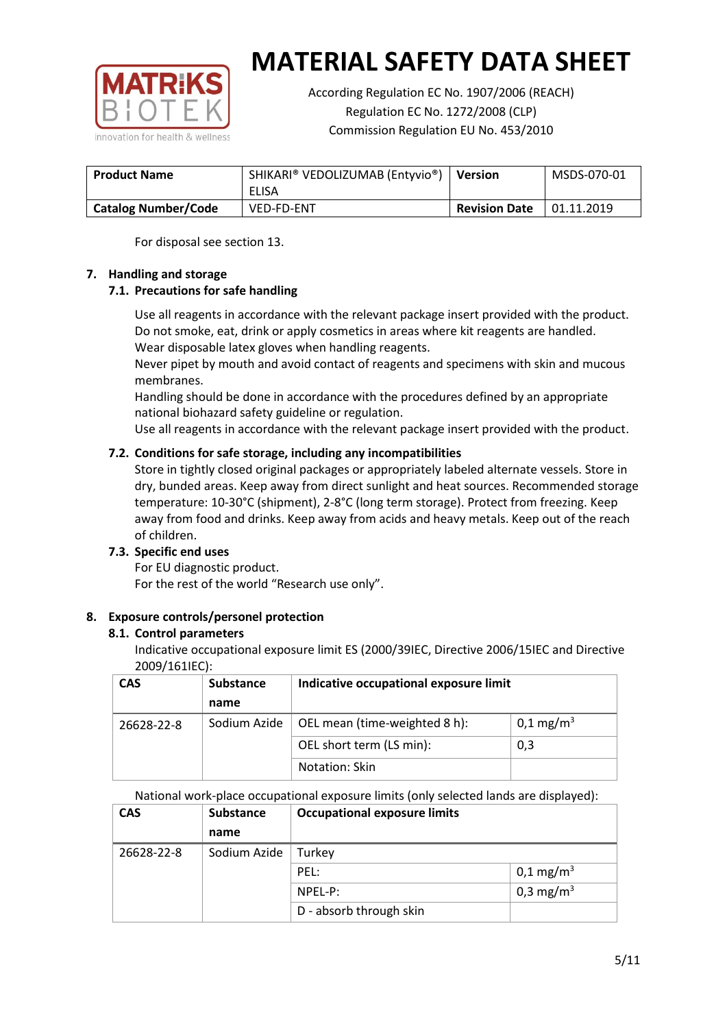For disposal see section 13.

## 7. Handling and storage

### 7.1. Precautions for safe handling

Use all reagents in accordance with the relevant package insert provided with the product.
Do not smoke, eat, drink or apply cosmetics in areas where kit reagents are handled.
Wear disposable latex gloves when handling reagents.
Never pipet by mouth and avoid contact of reagents and specimens with skin and mucous membranes.
Handling should be done in accordance with the procedures defined by an appropriate national biohazard safety guideline or regulation.
Use all reagents in accordance with the relevant package insert provided with the product.

### 7.2. Conditions for safe storage, including any incompatibilities

Store in tightly closed original packages or appropriately labeled alternate vessels. Store in dry, bunded areas. Keep away from direct sunlight and heat sources. Recommended storage temperature: 10-30°C (shipment), 2-8°C (long term storage). Protect from freezing. Keep away from food and drinks. Keep away from acids and heavy metals. Keep out of the reach of children.

### 7.3. Specific end uses

For EU diagnostic product.
For the rest of the world "Research use only".

## 8. Exposure controls/personel protection

### 8.1. Control parameters

Indicative occupational exposure limit ES (2000/39IEC, Directive 2006/15IEC and Directive 2009/161IEC):

| CAS | Substance name | Indicative occupational exposure limit | |
|---|---|---|---|
| 26628-22-8 | Sodium Azide | OEL mean (time-weighted 8 h): | 0,1 mg/m$^3$ |
| | | OEL short term (LS min): | 0,3 |
| | | Notation: Skin | |

National work-place occupational exposure limits (only selected lands are displayed):

| CAS | Substance name | Occupational exposure limits | |
|---|---|---|---|
| 26628-22-8 | Sodium Azide | Turkey | |
| | | PEL: | 0,1 mg/m$^3$ |
| | | NPEL-P: | 0,3 mg/m$^3$ |
| | | D - absorb through skin | |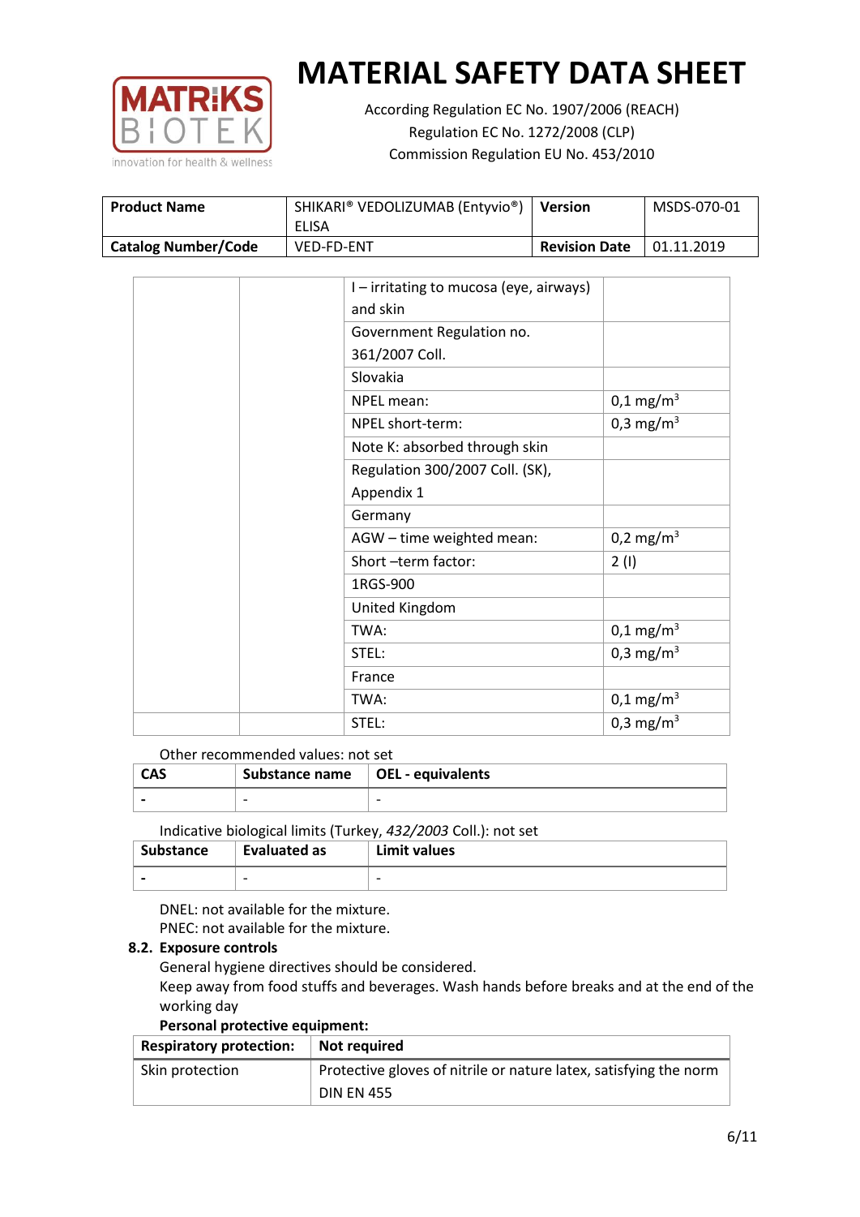| Product Name | SHIKARI® VEDOLIZUMAB (Entyvio®) ELISA | Version | MSDS-070-01 |
|---|---|---|---|
| Catalog Number/Code | VED-FD-ENT | Revision Date | 01.11.2019 |

| | | | |
|---|---|---|---|
| | | I – irritating to mucosa (eye, airways) and skin | |
| | | Government Regulation no. 361/2007 Coll. | |
| | | Slovakia | |
| | | NPEL mean: | 0,1 mg/m$^3$ |
| | | NPEL short-term: | 0,3 mg/m$^3$ |
| | | Note K: absorbed through skin | |
| | | Regulation 300/2007 Coll. (SK), Appendix 1 | |
| | | Germany | |
| | | AGW – time weighted mean: | 0,2 mg/m$^3$ |
| | | Short –term factor: | 2 (I) |
| | | 1RGS-900 | |
| | | United Kingdom | |
| | | TWA: | 0,1 mg/m$^3$ |
| | | STEL: | 0,3 mg/m$^3$ |
| | | France | |
| | | TWA: | 0,1 mg/m$^3$ |
| | | STEL: | 0,3 mg/m$^3$ |

Other recommended values: not set

| CAS | Substance name | OEL - equivalents |
|---|---|---|
| - | - | - |

Indicative biological limits (Turkey, *432/2003* Coll.): not set

| Substance | Evaluated as | Limit values |
|---|---|---|
| - | - | - |

DNEL: not available for the mixture.
PNEC: not available for the mixture.

**8.2. Exposure controls**

General hygiene directives should be considered.
Keep away from food stuffs and beverages. Wash hands before breaks and at the end of the working day

**Personal protective equipment:**

| Respiratory protection: | Not required |
|---|---|
| Skin protection | Protective gloves of nitrile or nature latex, satisfying the norm DIN EN 455 |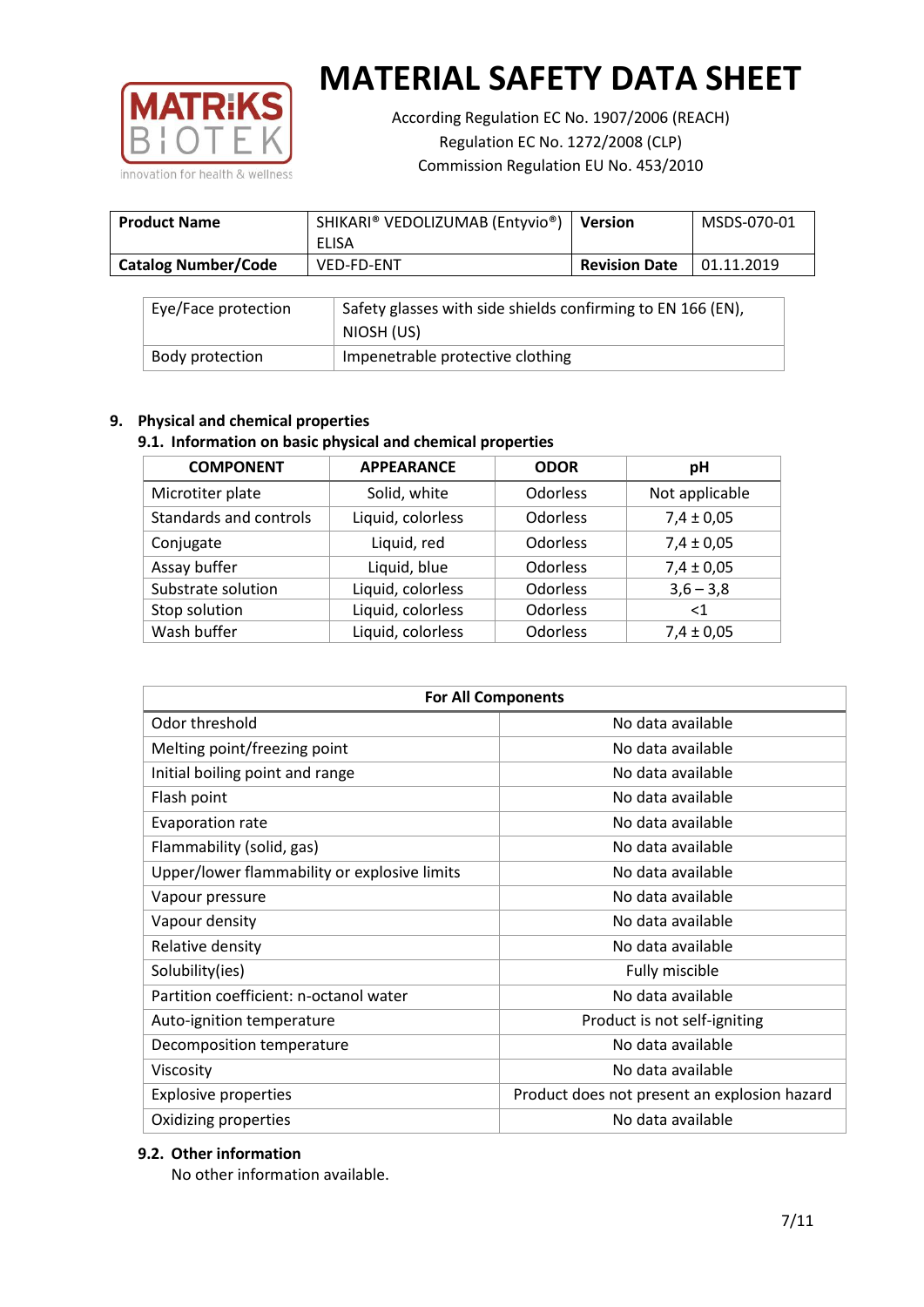| Product Name | SHIKARI® VEDOLIZUMAB (Entyvio®) ELISA | Version | MSDS-070-01 |
|---|---|---|---|
| Catalog Number/Code | VED-FD-ENT | Revision Date | 01.11.2019 |

| Eye/Face protection | Safety glasses with side shields confirming to EN 166 (EN), NIOSH (US) |
|---|---|
| Body protection | Impenetrable protective clothing |

## 9. Physical and chemical properties

### 9.1. Information on basic physical and chemical properties

| COMPONENT | APPEARANCE | ODOR | pH |
|---|---|---|---|
| Microtiter plate | Solid, white | Odorless | Not applicable |
| Standards and controls | Liquid, colorless | Odorless | 7,4 ± 0,05 |
| Conjugate | Liquid, red | Odorless | 7,4 ± 0,05 |
| Assay buffer | Liquid, blue | Odorless | 7,4 ± 0,05 |
| Substrate solution | Liquid, colorless | Odorless | 3,6 – 3,8 |
| Stop solution | Liquid, colorless | Odorless | <1 |
| Wash buffer | Liquid, colorless | Odorless | 7,4 ± 0,05 |

| For All Components | |
|---|---|
| Odor threshold | No data available |
| Melting point/freezing point | No data available |
| Initial boiling point and range | No data available |
| Flash point | No data available |
| Evaporation rate | No data available |
| Flammability (solid, gas) | No data available |
| Upper/lower flammability or explosive limits | No data available |
| Vapour pressure | No data available |
| Vapour density | No data available |
| Relative density | No data available |
| Solubility(ies) | Fully miscible |
| Partition coefficient: n-octanol water | No data available |
| Auto-ignition temperature | Product is not self-igniting |
| Decomposition temperature | No data available |
| Viscosity | No data available |
| Explosive properties | Product does not present an explosion hazard |
| Oxidizing properties | No data available |

### 9.2. Other information

No other information available.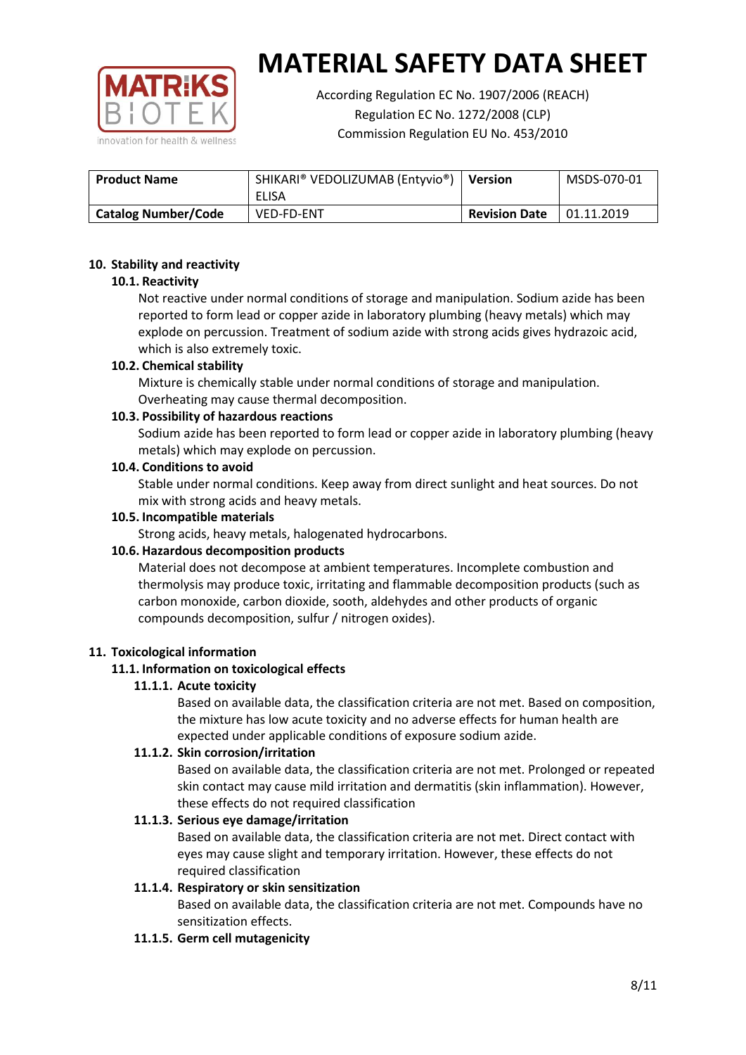# MATERIAL SAFETY DATA SHEET

According Regulation EC No. 1907/2006 (REACH)
Regulation EC No. 1272/2008 (CLP)
Commission Regulation EU No. 453/2010

| Product Name | SHIKARI® VEDOLIZUMAB (Entyvio®) ELISA | Version | MSDS-070-01 |
|---|---|---|---|
| Catalog Number/Code | VED-FD-ENT | Revision Date | 01.11.2019 |

## 10. Stability and reactivity

### 10.1. Reactivity

Not reactive under normal conditions of storage and manipulation. Sodium azide has been reported to form lead or copper azide in laboratory plumbing (heavy metals) which may explode on percussion. Treatment of sodium azide with strong acids gives hydrazoic acid, which is also extremely toxic.

### 10.2. Chemical stability

Mixture is chemically stable under normal conditions of storage and manipulation. Overheating may cause thermal decomposition.

### 10.3. Possibility of hazardous reactions

Sodium azide has been reported to form lead or copper azide in laboratory plumbing (heavy metals) which may explode on percussion.

### 10.4. Conditions to avoid

Stable under normal conditions. Keep away from direct sunlight and heat sources. Do not mix with strong acids and heavy metals.

### 10.5. Incompatible materials

Strong acids, heavy metals, halogenated hydrocarbons.

### 10.6. Hazardous decomposition products

Material does not decompose at ambient temperatures. Incomplete combustion and thermolysis may produce toxic, irritating and flammable decomposition products (such as carbon monoxide, carbon dioxide, sooth, aldehydes and other products of organic compounds decomposition, sulfur / nitrogen oxides).

## 11. Toxicological information

### 11.1. Information on toxicological effects

#### 11.1.1. Acute toxicity

Based on available data, the classification criteria are not met. Based on composition, the mixture has low acute toxicity and no adverse effects for human health are expected under applicable conditions of exposure sodium azide.

#### 11.1.2. Skin corrosion/irritation

Based on available data, the classification criteria are not met. Prolonged or repeated skin contact may cause mild irritation and dermatitis (skin inflammation). However, these effects do not required classification

#### 11.1.3. Serious eye damage/irritation

Based on available data, the classification criteria are not met. Direct contact with eyes may cause slight and temporary irritation. However, these effects do not required classification

#### 11.1.4. Respiratory or skin sensitization

Based on available data, the classification criteria are not met. Compounds have no sensitization effects.

#### 11.1.5. Germ cell mutagenicity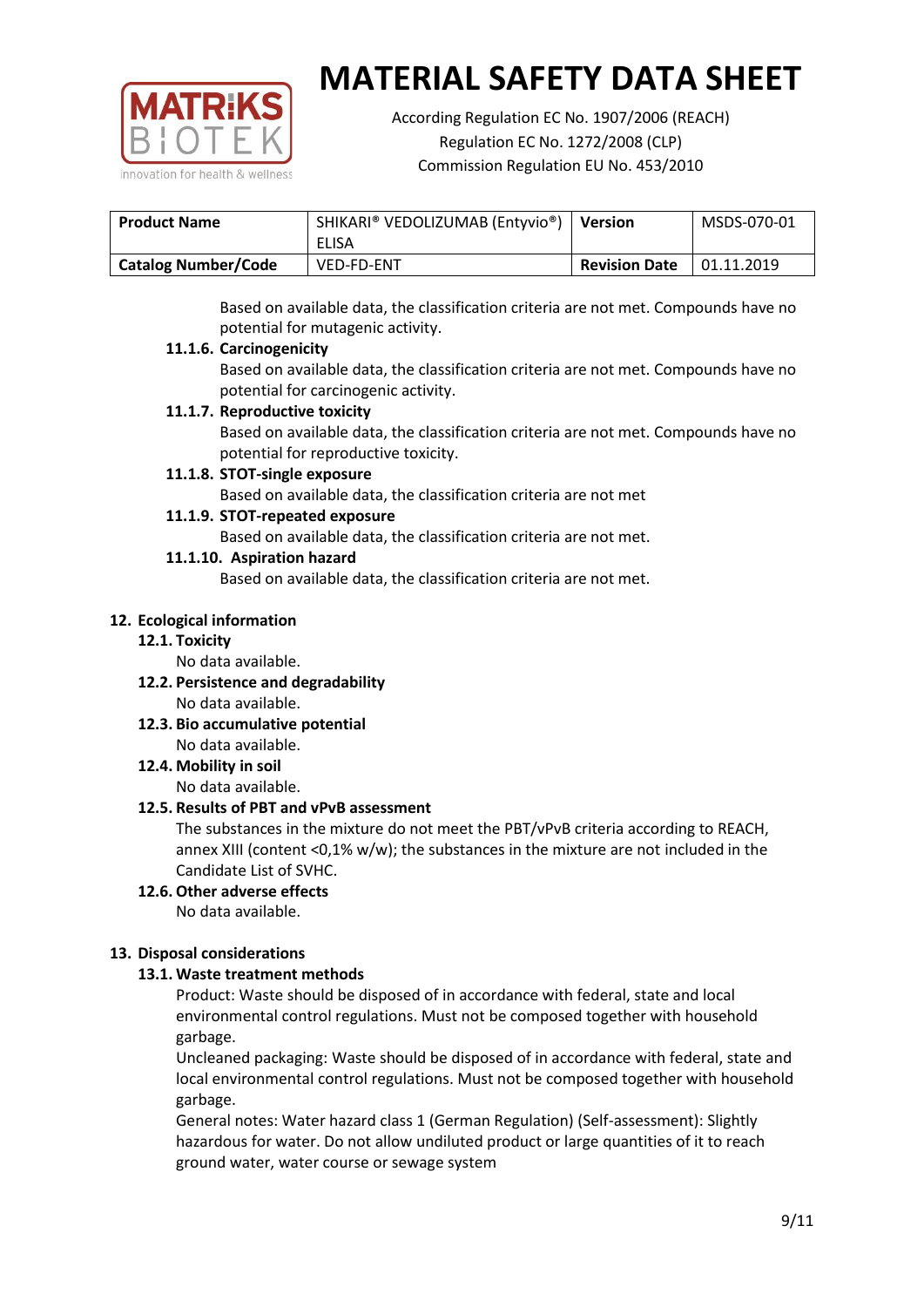Based on available data, the classification criteria are not met. Compounds have no potential for mutagenic activity.

#### 11.1.6. Carcinogenicity

Based on available data, the classification criteria are not met. Compounds have no potential for carcinogenic activity.

#### 11.1.7. Reproductive toxicity

Based on available data, the classification criteria are not met. Compounds have no potential for reproductive toxicity.

#### 11.1.8. STOT-single exposure

Based on available data, the classification criteria are not met

#### 11.1.9. STOT-repeated exposure

Based on available data, the classification criteria are not met.

#### 11.1.10. Aspiration hazard

Based on available data, the classification criteria are not met.

## 12. Ecological information

### 12.1. Toxicity

No data available.

### 12.2. Persistence and degradability

No data available.

### 12.3. Bio accumulative potential

No data available.

### 12.4. Mobility in soil

No data available.

### 12.5. Results of PBT and vPvB assessment

The substances in the mixture do not meet the PBT/vPvB criteria according to REACH, annex XIII (content <0,1% w/w); the substances in the mixture are not included in the Candidate List of SVHC.

### 12.6. Other adverse effects

No data available.

## 13. Disposal considerations

### 13.1. Waste treatment methods

Product: Waste should be disposed of in accordance with federal, state and local environmental control regulations. Must not be composed together with household garbage.

Uncleaned packaging: Waste should be disposed of in accordance with federal, state and local environmental control regulations. Must not be composed together with household garbage.

General notes: Water hazard class 1 (German Regulation) (Self-assessment): Slightly hazardous for water. Do not allow undiluted product or large quantities of it to reach ground water, water course or sewage system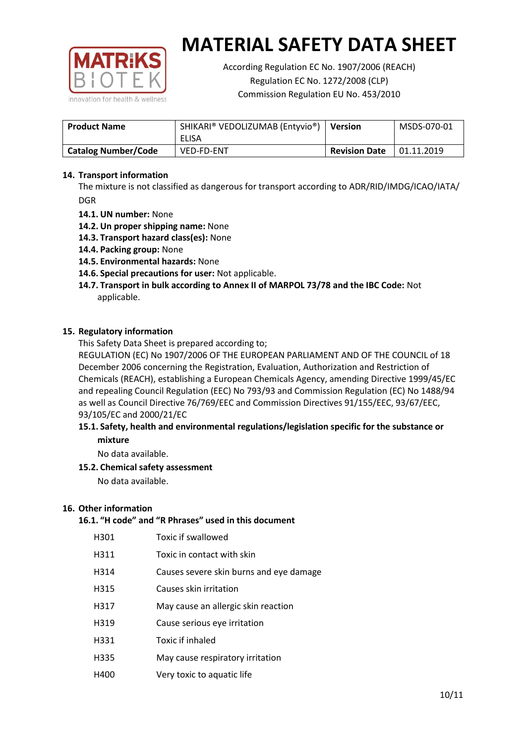# MATERIAL SAFETY DATA SHEET

According Regulation EC No. 1907/2006 (REACH)
Regulation EC No. 1272/2008 (CLP)
Commission Regulation EU No. 453/2010

| **Product Name** | SHIKARI® VEDOLIZUMAB (Entyvio®) ELISA | **Version** | MSDS-070-01 |
|---|---|---|---|
| **Catalog Number/Code** | VED-FD-ENT | **Revision Date** | 01.11.2019 |

## 14. Transport information

The mixture is not classified as dangerous for transport according to ADR/RID/IMDG/ICAO/IATA/DGR

- **14.1. UN number:** None
- **14.2. Un proper shipping name:** None
- **14.3. Transport hazard class(es):** None
- **14.4. Packing group:** None
- **14.5. Environmental hazards:** None
- **14.6. Special precautions for user:** Not applicable.
- **14.7. Transport in bulk according to Annex II of MARPOL 73/78 and the IBC Code:** Not applicable.

## 15. Regulatory information

This Safety Data Sheet is prepared according to;

REGULATION (EC) No 1907/2006 OF THE EUROPEAN PARLIAMENT AND OF THE COUNCIL of 18 December 2006 concerning the Registration, Evaluation, Authorization and Restriction of Chemicals (REACH), establishing a European Chemicals Agency, amending Directive 1999/45/EC and repealing Council Regulation (EEC) No 793/93 and Commission Regulation (EC) No 1488/94 as well as Council Directive 76/769/EEC and Commission Directives 91/155/EEC, 93/67/EEC, 93/105/EC and 2000/21/EC

### 15.1. Safety, health and environmental regulations/legislation specific for the substance or mixture

No data available.

### 15.2. Chemical safety assessment

No data available.

## 16. Other information

### 16.1. "H code" and "R Phrases" used in this document

| | |
|---|---|
| H301 | Toxic if swallowed |
| H311 | Toxic in contact with skin |
| H314 | Causes severe skin burns and eye damage |
| H315 | Causes skin irritation |
| H317 | May cause an allergic skin reaction |
| H319 | Cause serious eye irritation |
| H331 | Toxic if inhaled |
| H335 | May cause respiratory irritation |
| H400 | Very toxic to aquatic life |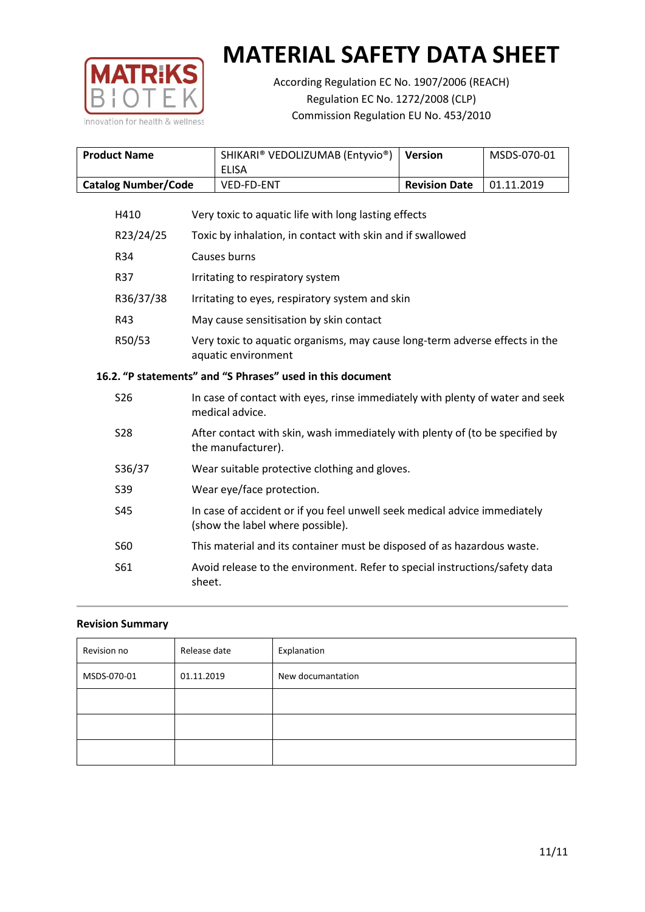# MATERIAL SAFETY DATA SHEET

According Regulation EC No. 1907/2006 (REACH)
Regulation EC No. 1272/2008 (CLP)
Commission Regulation EU No. 453/2010

| **Product Name** | SHIKARI® VEDOLIZUMAB (Entyvio®) ELISA | **Version** | MSDS-070-01 |
|---|---|---|---|
| **Catalog Number/Code** | VED-FD-ENT | **Revision Date** | 01.11.2019 |

| | |
|---|---|
| H410 | Very toxic to aquatic life with long lasting effects |
| R23/24/25 | Toxic by inhalation, in contact with skin and if swallowed |
| R34 | Causes burns |
| R37 | Irritating to respiratory system |
| R36/37/38 | Irritating to eyes, respiratory system and skin |
| R43 | May cause sensitisation by skin contact |
| R50/53 | Very toxic to aquatic organisms, may cause long-term adverse effects in the aquatic environment |

**16.2. "P statements" and "S Phrases" used in this document**

| | |
|---|---|
| S26 | In case of contact with eyes, rinse immediately with plenty of water and seek medical advice. |
| S28 | After contact with skin, wash immediately with plenty of (to be specified by the manufacturer). |
| S36/37 | Wear suitable protective clothing and gloves. |
| S39 | Wear eye/face protection. |
| S45 | In case of accident or if you feel unwell seek medical advice immediately (show the label where possible). |
| S60 | This material and its container must be disposed of as hazardous waste. |
| S61 | Avoid release to the environment. Refer to special instructions/safety data sheet. |

---

**Revision Summary**

| Revision no | Release date | Explanation |
|---|---|---|
| MSDS-070-01 | 01.11.2019 | New documantation |
| | | |
| | | |
| | | |